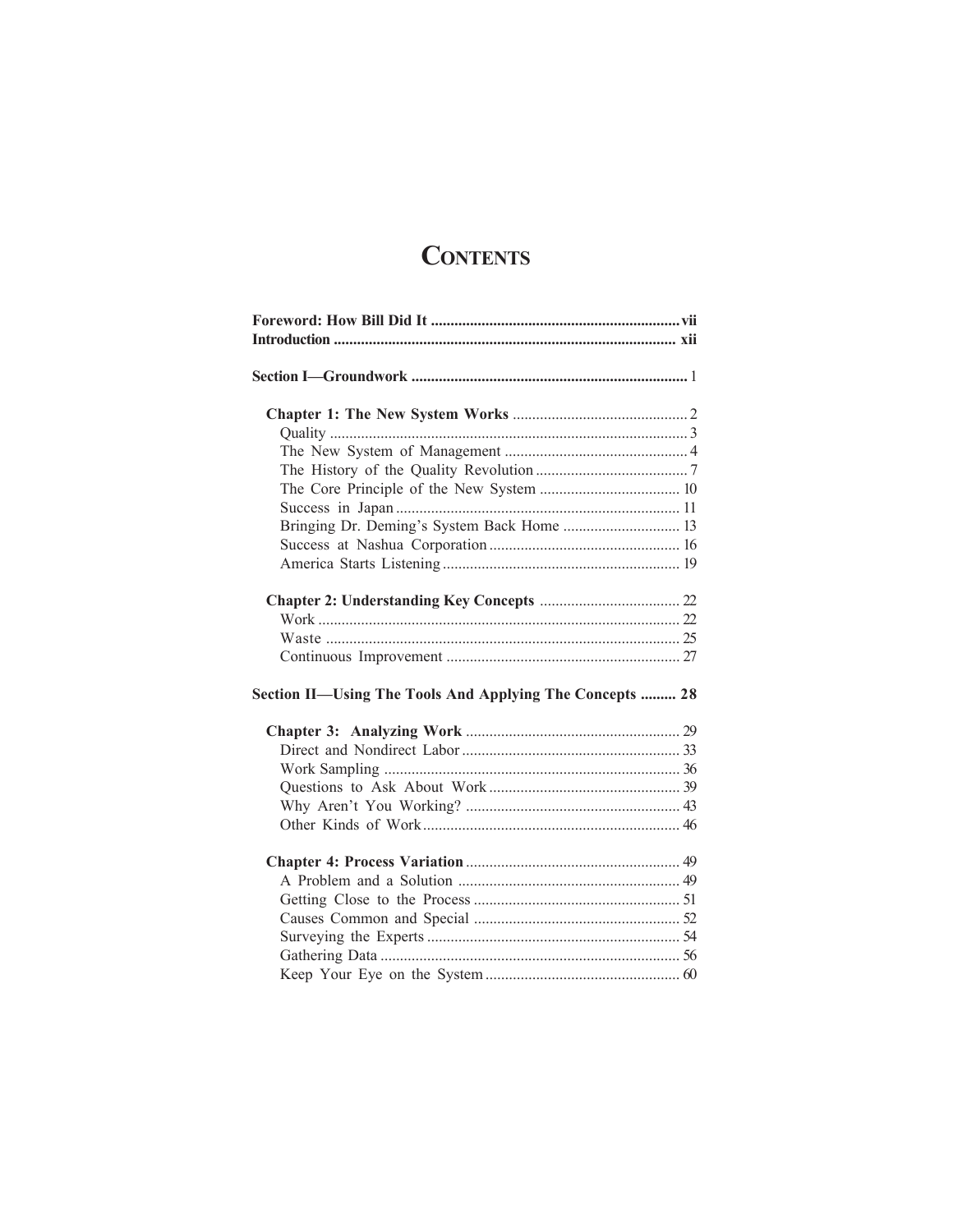# CONTENTS

**Foreword: How Bill Did It** ... vii

**Introduction** ... xii

**Section I—Groundwork** ... 1

**Chapter 1: The New System Works** ... 2

- Quality ... 3
- The New System of Management ... 4
- The History of the Quality Revolution ... 7
- The Core Principle of the New System ... 10
- Success in Japan ... 11
- Bringing Dr. Deming's System Back Home ... 13
- Success at Nashua Corporation ... 16
- America Starts Listening ... 19

**Chapter 2: Understanding Key Concepts** ... 22

- Work ... 22
- Waste ... 25
- Continuous Improvement ... 27

**Section II—Using The Tools And Applying The Concepts ... 28**

**Chapter 3: Analyzing Work** ... 29

- Direct and Nondirect Labor ... 33
- Work Sampling ... 36
- Questions to Ask About Work ... 39
- Why Aren't You Working? ... 43
- Other Kinds of Work ... 46

**Chapter 4: Process Variation** ... 49

- A Problem and a Solution ... 49
- Getting Close to the Process ... 51
- Causes Common and Special ... 52
- Surveying the Experts ... 54
- Gathering Data ... 56
- Keep Your Eye on the System ... 60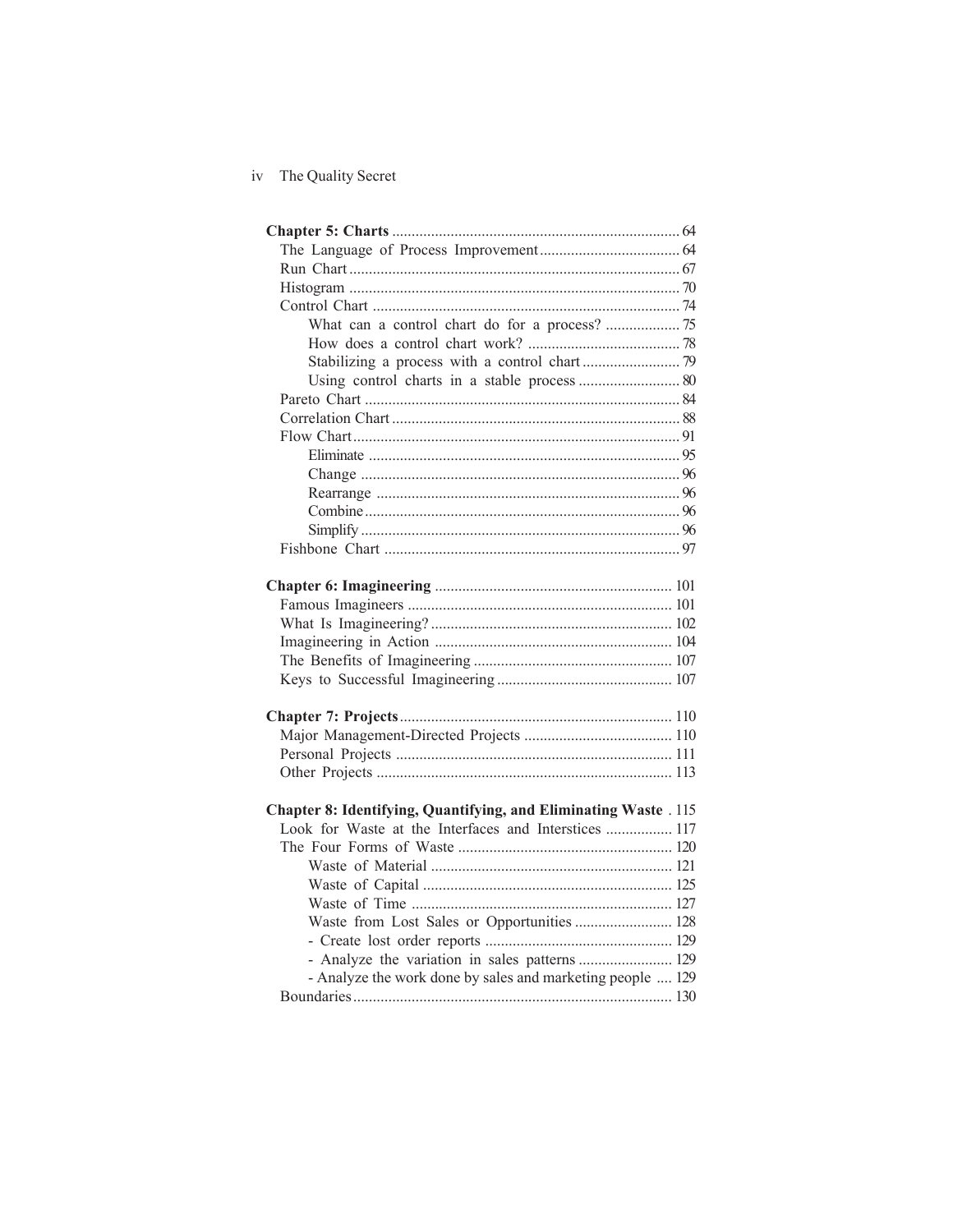**Chapter 5: Charts** .......... 64

- The Language of Process Improvement .......... 64
- Run Chart .......... 67
- Histogram .......... 70
- Control Chart .......... 74
  - What can a control chart do for a process? .......... 75
  - How does a control chart work? .......... 78
  - Stabilizing a process with a control chart .......... 79
  - Using control charts in a stable process .......... 80
- Pareto Chart .......... 84
- Correlation Chart .......... 88
- Flow Chart .......... 91
  - Eliminate .......... 95
  - Change .......... 96
  - Rearrange .......... 96
  - Combine .......... 96
  - Simplify .......... 96
- Fishbone Chart .......... 97

**Chapter 6: Imagineering** .......... 101

- Famous Imagineers .......... 101
- What Is Imagineering? .......... 102
- Imagineering in Action .......... 104
- The Benefits of Imagineering .......... 107
- Keys to Successful Imagineering .......... 107

**Chapter 7: Projects** .......... 110

- Major Management-Directed Projects .......... 110
- Personal Projects .......... 111
- Other Projects .......... 113

**Chapter 8: Identifying, Quantifying, and Eliminating Waste** . 115

- Look for Waste at the Interfaces and Interstices .......... 117
- The Four Forms of Waste .......... 120
  - Waste of Material .......... 121
  - Waste of Capital .......... 125
  - Waste of Time .......... 127
  - Waste from Lost Sales or Opportunities .......... 128
  - - Create lost order reports .......... 129
  - - Analyze the variation in sales patterns .......... 129
  - - Analyze the work done by sales and marketing people .... 129
- Boundaries .......... 130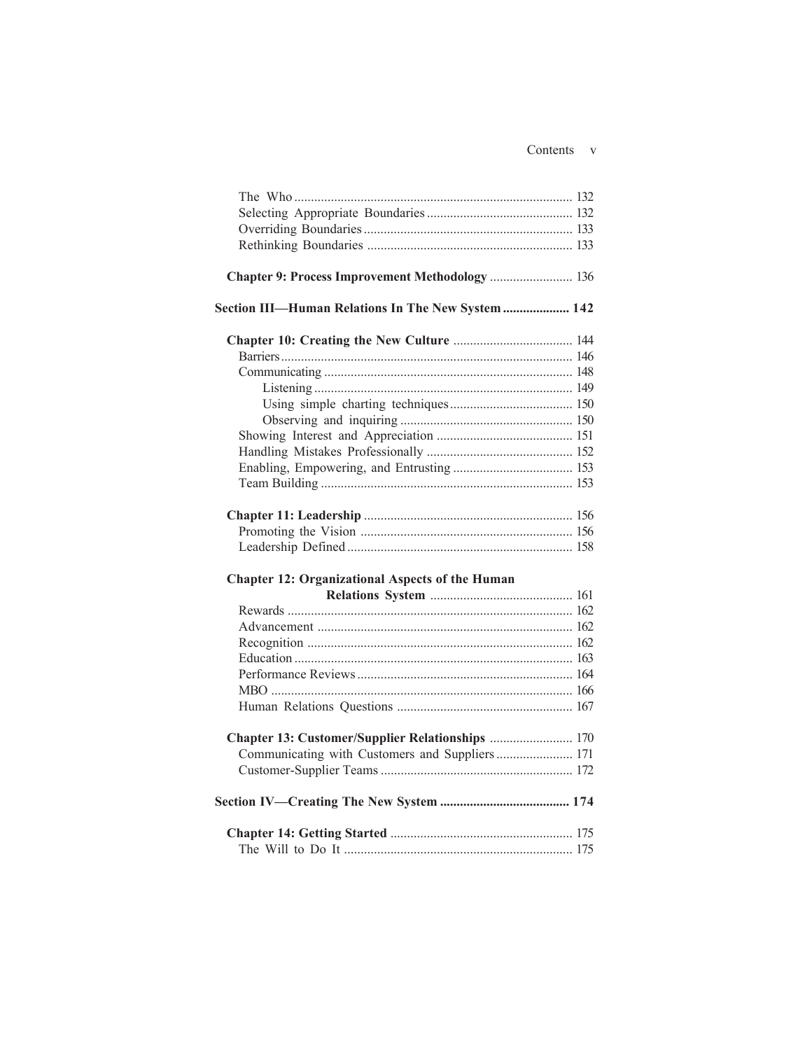The Who ... 132
Selecting Appropriate Boundaries ... 132
Overriding Boundaries ... 133
Rethinking Boundaries ... 133

**Chapter 9: Process Improvement Methodology ... 136**

**Section III—Human Relations In The New System ... 142**

**Chapter 10: Creating the New Culture ... 144**
Barriers ... 146
Communicating ... 148
  Listening ... 149
  Using simple charting techniques ... 150
  Observing and inquiring ... 150
Showing Interest and Appreciation ... 151
Handling Mistakes Professionally ... 152
Enabling, Empowering, and Entrusting ... 153
Team Building ... 153

**Chapter 11: Leadership ... 156**
Promoting the Vision ... 156
Leadership Defined ... 158

**Chapter 12: Organizational Aspects of the Human Relations System ... 161**
Rewards ... 162
Advancement ... 162
Recognition ... 162
Education ... 163
Performance Reviews ... 164
MBO ... 166
Human Relations Questions ... 167

**Chapter 13: Customer/Supplier Relationships ... 170**
Communicating with Customers and Suppliers ... 171
Customer-Supplier Teams ... 172

**Section IV—Creating The New System ... 174**

**Chapter 14: Getting Started ... 175**
The Will to Do It ... 175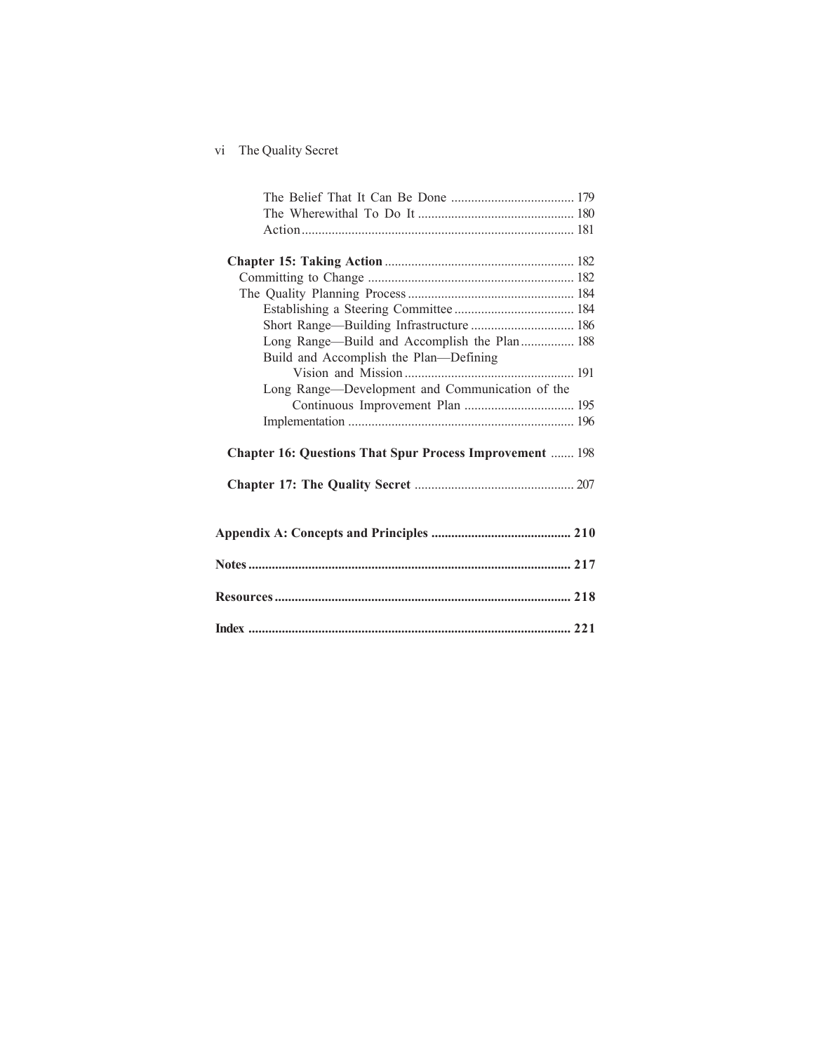The Belief That It Can Be Done ..................................... 179
The Wherewithal To Do It ............................................... 180
Action .................................................................................. 181

**Chapter 15: Taking Action** ........................................................ 182
Committing to Change .............................................................. 182
The Quality Planning Process .................................................. 184
Establishing a Steering Committee .................................... 184
Short Range—Building Infrastructure ............................... 186
Long Range—Build and Accomplish the Plan ................ 188
Build and Accomplish the Plan—Defining Vision and Mission ................................................... 191
Long Range—Development and Communication of the Continuous Improvement Plan ................................. 195
Implementation .................................................................... 196

**Chapter 16: Questions That Spur Process Improvement** ....... 198

**Chapter 17: The Quality Secret** ................................................ 207

**Appendix A: Concepts and Principles** .......................................... **210**

**Notes** ................................................................................................ **217**

**Resources** ........................................................................................ **218**

**Index** ................................................................................................ **221**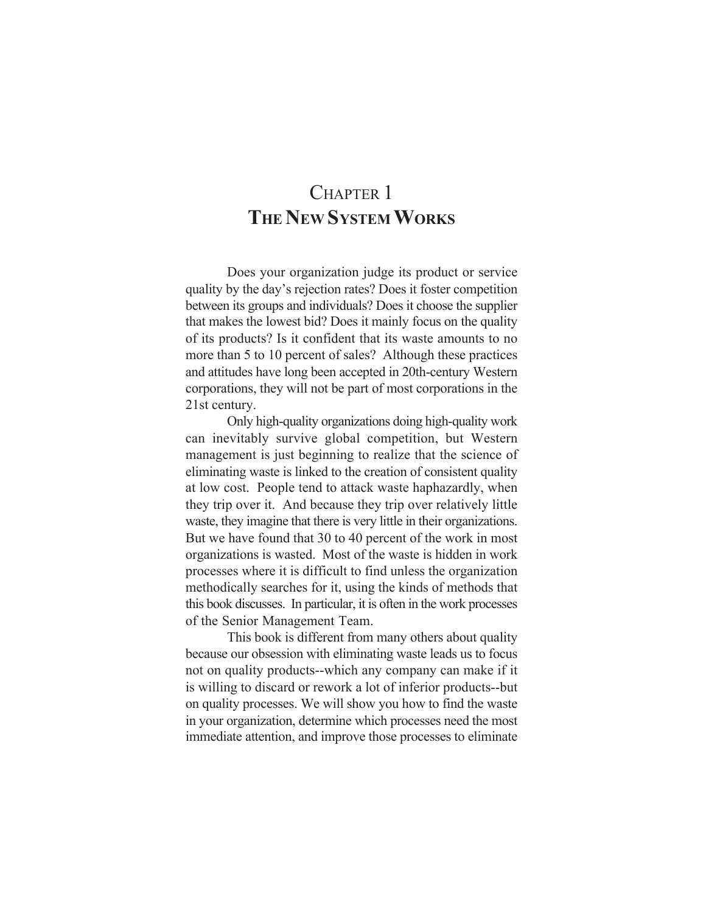# Chapter 1
# The New System Works

Does your organization judge its product or service quality by the day's rejection rates? Does it foster competition between its groups and individuals? Does it choose the supplier that makes the lowest bid? Does it mainly focus on the quality of its products? Is it confident that its waste amounts to no more than 5 to 10 percent of sales? Although these practices and attitudes have long been accepted in 20th-century Western corporations, they will not be part of most corporations in the 21st century.

Only high-quality organizations doing high-quality work can inevitably survive global competition, but Western management is just beginning to realize that the science of eliminating waste is linked to the creation of consistent quality at low cost. People tend to attack waste haphazardly, when they trip over it. And because they trip over relatively little waste, they imagine that there is very little in their organizations. But we have found that 30 to 40 percent of the work in most organizations is wasted. Most of the waste is hidden in work processes where it is difficult to find unless the organization methodically searches for it, using the kinds of methods that this book discusses. In particular, it is often in the work processes of the Senior Management Team.

This book is different from many others about quality because our obsession with eliminating waste leads us to focus not on quality products--which any company can make if it is willing to discard or rework a lot of inferior products--but on quality processes. We will show you how to find the waste in your organization, determine which processes need the most immediate attention, and improve those processes to eliminate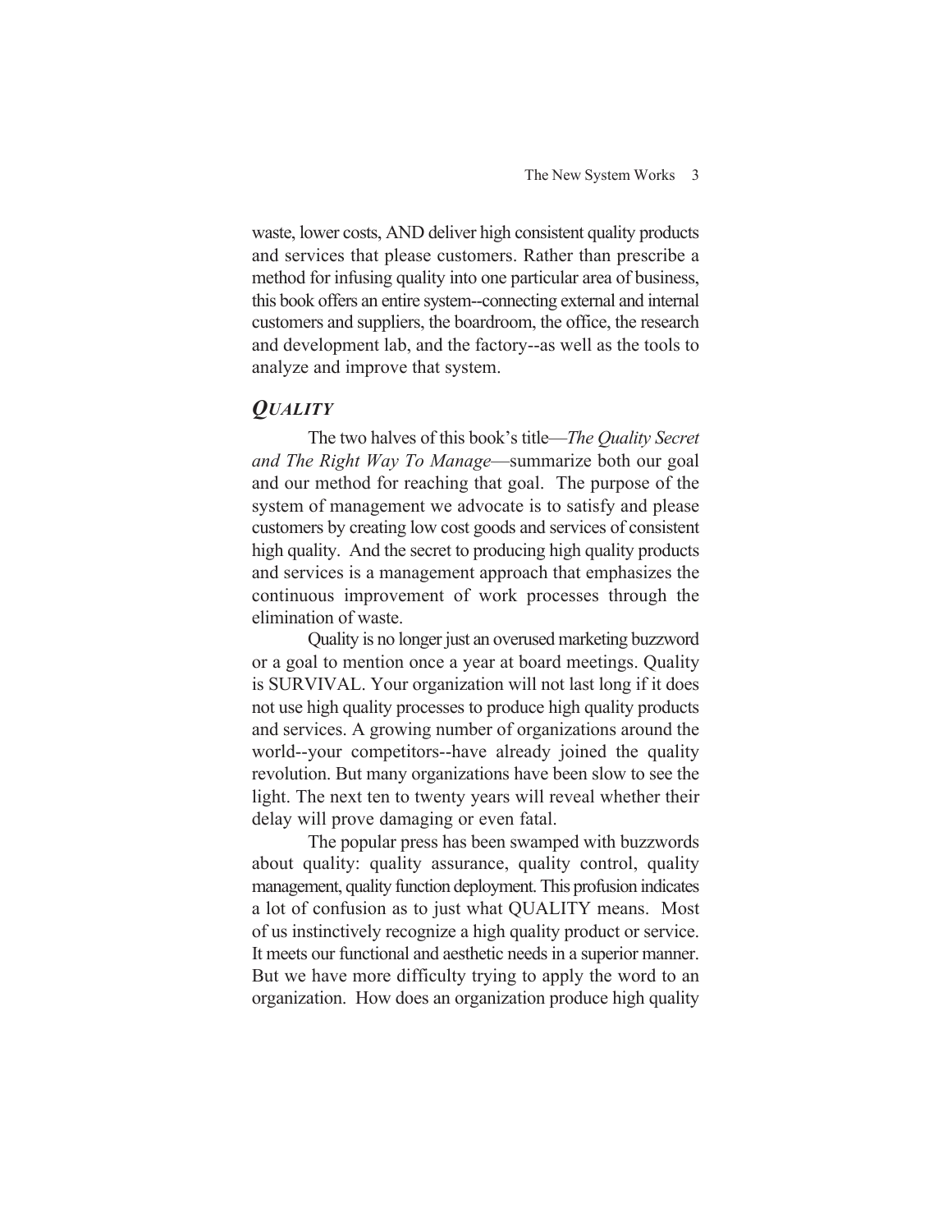waste, lower costs, AND deliver high consistent quality products and services that please customers. Rather than prescribe a method for infusing quality into one particular area of business, this book offers an entire system--connecting external and internal customers and suppliers, the boardroom, the office, the research and development lab, and the factory--as well as the tools to analyze and improve that system.

## *QUALITY*

The two halves of this book's title—*The Quality Secret and The Right Way To Manage*—summarize both our goal and our method for reaching that goal. The purpose of the system of management we advocate is to satisfy and please customers by creating low cost goods and services of consistent high quality. And the secret to producing high quality products and services is a management approach that emphasizes the continuous improvement of work processes through the elimination of waste.

Quality is no longer just an overused marketing buzzword or a goal to mention once a year at board meetings. Quality is SURVIVAL. Your organization will not last long if it does not use high quality processes to produce high quality products and services. A growing number of organizations around the world--your competitors--have already joined the quality revolution. But many organizations have been slow to see the light. The next ten to twenty years will reveal whether their delay will prove damaging or even fatal.

The popular press has been swamped with buzzwords about quality: quality assurance, quality control, quality management, quality function deployment. This profusion indicates a lot of confusion as to just what QUALITY means. Most of us instinctively recognize a high quality product or service. It meets our functional and aesthetic needs in a superior manner. But we have more difficulty trying to apply the word to an organization. How does an organization produce high quality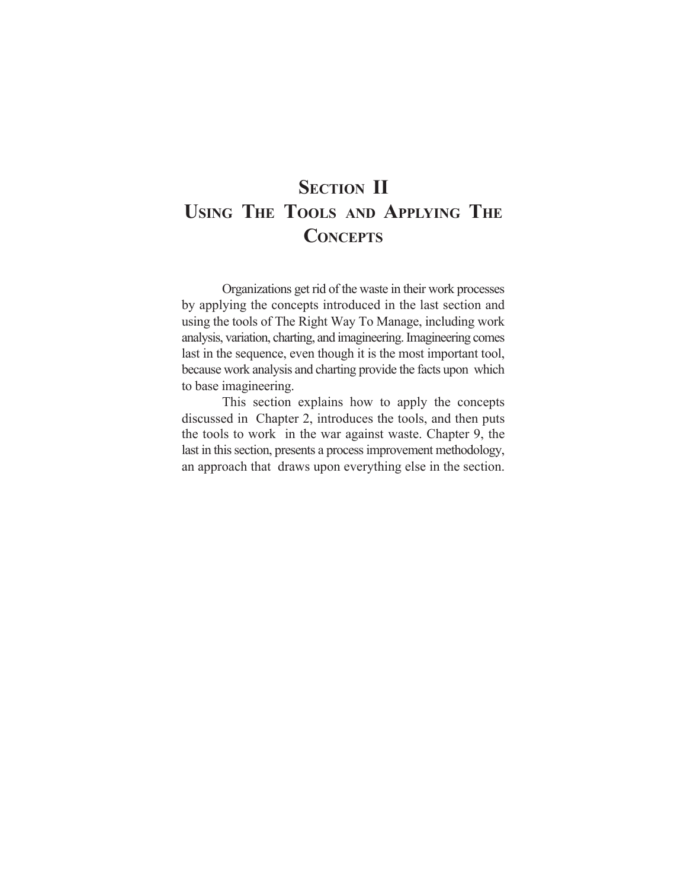# Section II
# Using The Tools and Applying The Concepts

Organizations get rid of the waste in their work processes by applying the concepts introduced in the last section and using the tools of The Right Way To Manage, including work analysis, variation, charting, and imagineering. Imagineering comes last in the sequence, even though it is the most important tool, because work analysis and charting provide the facts upon which to base imagineering.

This section explains how to apply the concepts discussed in Chapter 2, introduces the tools, and then puts the tools to work in the war against waste. Chapter 9, the last in this section, presents a process improvement methodology, an approach that draws upon everything else in the section.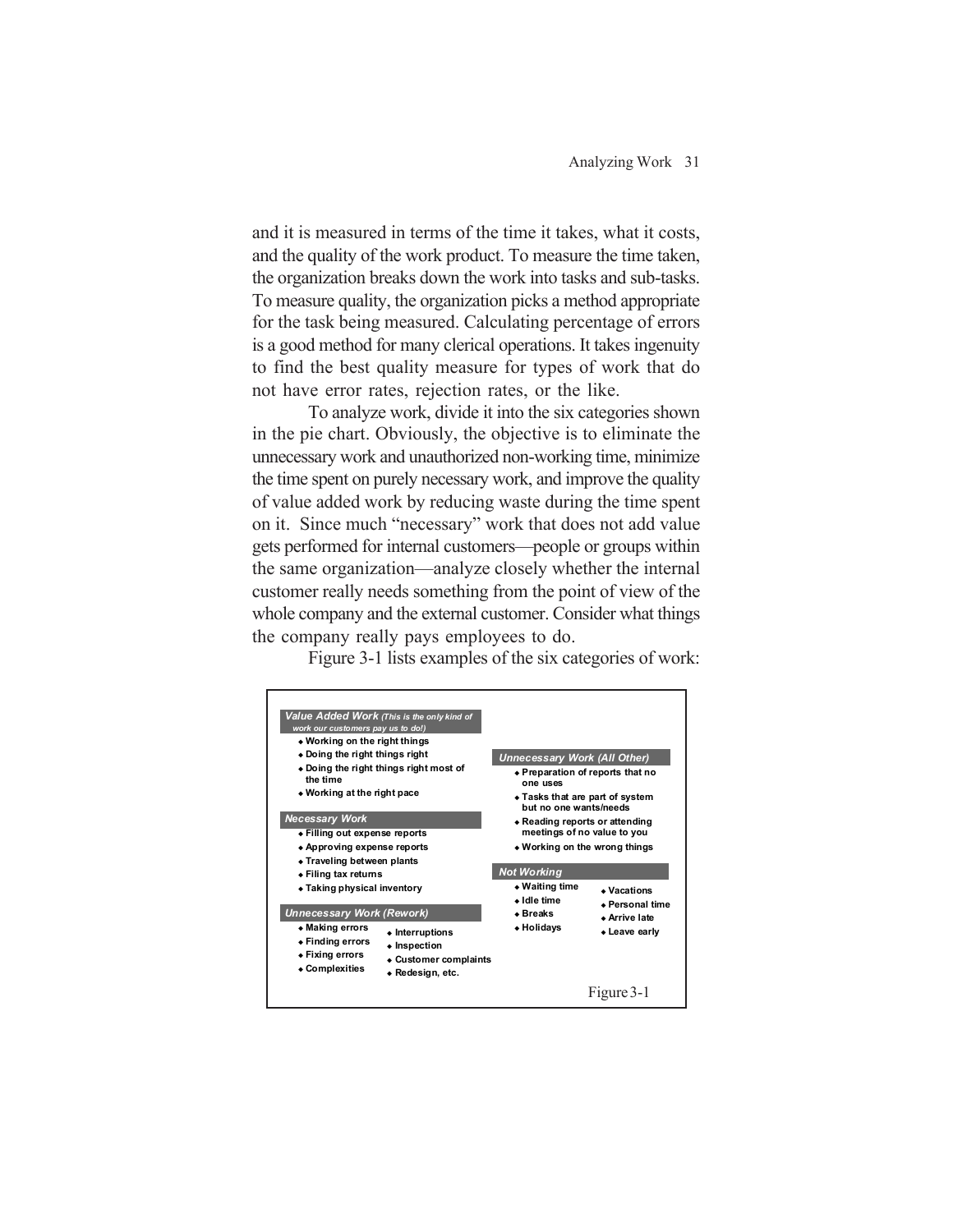and it is measured in terms of the time it takes, what it costs, and the quality of the work product. To measure the time taken, the organization breaks down the work into tasks and sub-tasks. To measure quality, the organization picks a method appropriate for the task being measured. Calculating percentage of errors is a good method for many clerical operations. It takes ingenuity to find the best quality measure for types of work that do not have error rates, rejection rates, or the like.

To analyze work, divide it into the six categories shown in the pie chart. Obviously, the objective is to eliminate the unnecessary work and unauthorized non-working time, minimize the time spent on purely necessary work, and improve the quality of value added work by reducing waste during the time spent on it. Since much "necessary" work that does not add value gets performed for internal customers—people or groups within the same organization—analyze closely whether the internal customer really needs something from the point of view of the whole company and the external customer. Consider what things the company really pays employees to do.

Figure 3-1 lists examples of the six categories of work:

**Value Added Work** *(This is the only kind of work our customers pay us to do!)*
- Working on the right things
- Doing the right things right
- Doing the right things right most of the time
- Working at the right pace

**Necessary Work**
- Filling out expense reports
- Approving expense reports
- Traveling between plants
- Filing tax returns
- Taking physical inventory

**Unnecessary Work (Rework)**
- Making errors
- Finding errors
- Fixing errors
- Complexities
- Interruptions
- Inspection
- Customer complaints
- Redesign, etc.

**Unnecessary Work (All Other)**
- Preparation of reports that no one uses
- Tasks that are part of system but no one wants/needs
- Reading reports or attending meetings of no value to you
- Working on the wrong things

**Not Working**
- Waiting time
- Idle time
- Breaks
- Holidays
- Vacations
- Personal time
- Arrive late
- Leave early

Figure 3-1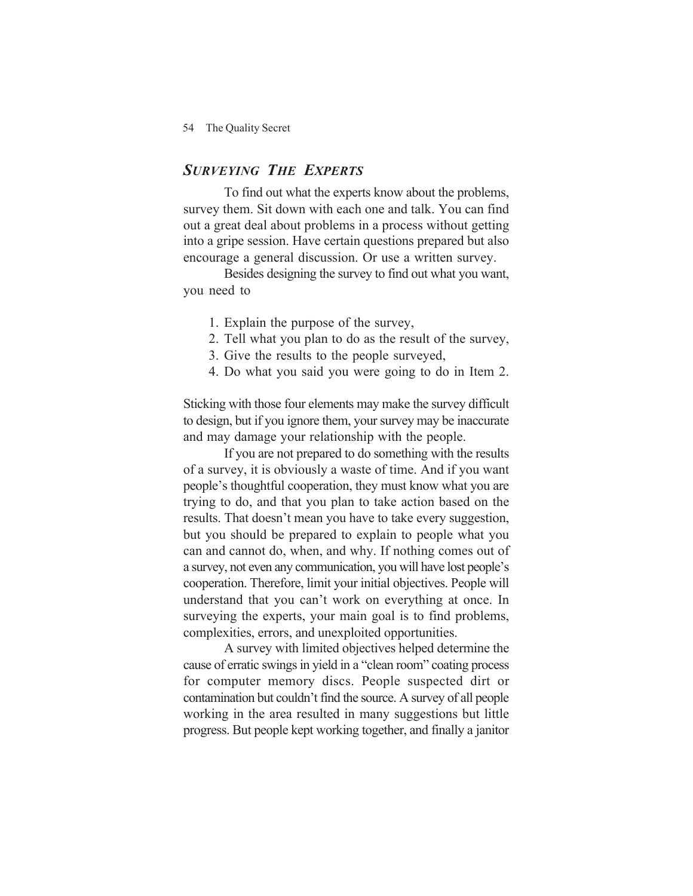## *SURVEYING THE EXPERTS*

To find out what the experts know about the problems, survey them. Sit down with each one and talk. You can find out a great deal about problems in a process without getting into a gripe session. Have certain questions prepared but also encourage a general discussion. Or use a written survey.

Besides designing the survey to find out what you want, you need to

1. Explain the purpose of the survey,
2. Tell what you plan to do as the result of the survey,
3. Give the results to the people surveyed,
4. Do what you said you were going to do in Item 2.

Sticking with those four elements may make the survey difficult to design, but if you ignore them, your survey may be inaccurate and may damage your relationship with the people.

If you are not prepared to do something with the results of a survey, it is obviously a waste of time. And if you want people's thoughtful cooperation, they must know what you are trying to do, and that you plan to take action based on the results. That doesn't mean you have to take every suggestion, but you should be prepared to explain to people what you can and cannot do, when, and why. If nothing comes out of a survey, not even any communication, you will have lost people's cooperation. Therefore, limit your initial objectives. People will understand that you can't work on everything at once. In surveying the experts, your main goal is to find problems, complexities, errors, and unexploited opportunities.

A survey with limited objectives helped determine the cause of erratic swings in yield in a "clean room" coating process for computer memory discs. People suspected dirt or contamination but couldn't find the source. A survey of all people working in the area resulted in many suggestions but little progress. But people kept working together, and finally a janitor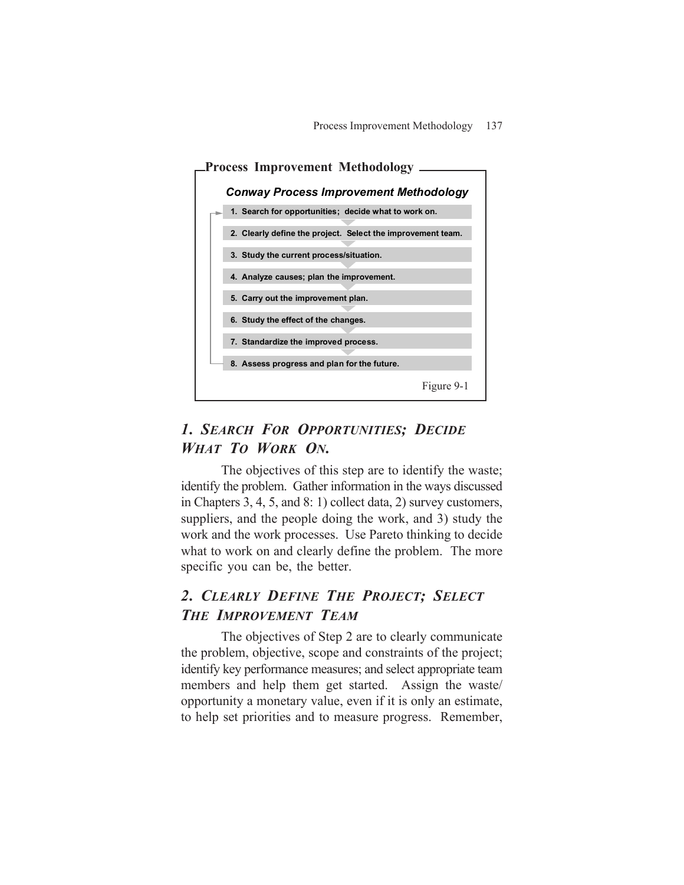**Process Improvement Methodology**

***Conway Process Improvement Methodology***

1. Search for opportunities; decide what to work on.
2. Clearly define the project. Select the improvement team.
3. Study the current process/situation.
4. Analyze causes; plan the improvement.
5. Carry out the improvement plan.
6. Study the effect of the changes.
7. Standardize the improved process.
8. Assess progress and plan for the future.

Figure 9-1

## *1. Search For Opportunities; Decide What To Work On.*

The objectives of this step are to identify the waste; identify the problem. Gather information in the ways discussed in Chapters 3, 4, 5, and 8: 1) collect data, 2) survey customers, suppliers, and the people doing the work, and 3) study the work and the work processes. Use Pareto thinking to decide what to work on and clearly define the problem. The more specific you can be, the better.

## *2. Clearly Define The Project; Select The Improvement Team*

The objectives of Step 2 are to clearly communicate the problem, objective, scope and constraints of the project; identify key performance measures; and select appropriate team members and help them get started. Assign the waste/opportunity a monetary value, even if it is only an estimate, to help set priorities and to measure progress. Remember,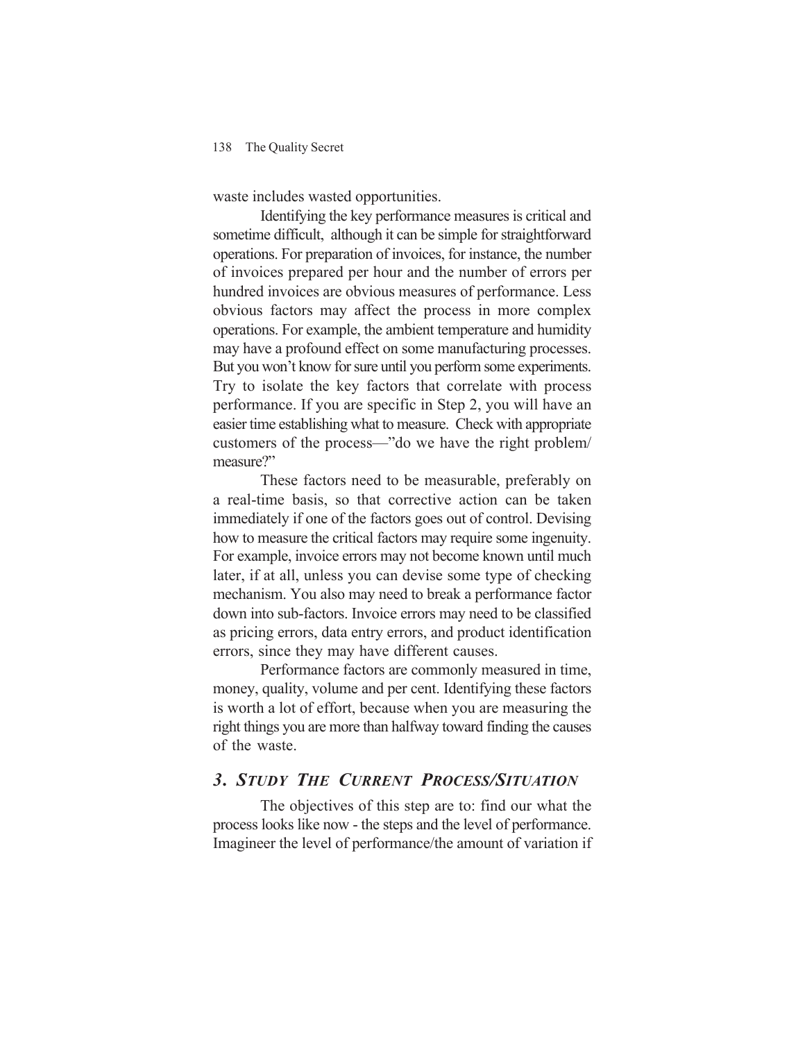waste includes wasted opportunities.

Identifying the key performance measures is critical and sometime difficult, although it can be simple for straightforward operations. For preparation of invoices, for instance, the number of invoices prepared per hour and the number of errors per hundred invoices are obvious measures of performance. Less obvious factors may affect the process in more complex operations. For example, the ambient temperature and humidity may have a profound effect on some manufacturing processes. But you won't know for sure until you perform some experiments. Try to isolate the key factors that correlate with process performance. If you are specific in Step 2, you will have an easier time establishing what to measure. Check with appropriate customers of the process—"do we have the right problem/ measure?"

These factors need to be measurable, preferably on a real-time basis, so that corrective action can be taken immediately if one of the factors goes out of control. Devising how to measure the critical factors may require some ingenuity. For example, invoice errors may not become known until much later, if at all, unless you can devise some type of checking mechanism. You also may need to break a performance factor down into sub-factors. Invoice errors may need to be classified as pricing errors, data entry errors, and product identification errors, since they may have different causes.

Performance factors are commonly measured in time, money, quality, volume and per cent. Identifying these factors is worth a lot of effort, because when you are measuring the right things you are more than halfway toward finding the causes of the waste.

## *3. Study The Current Process/Situation*

The objectives of this step are to: find our what the process looks like now - the steps and the level of performance. Imagineer the level of performance/the amount of variation if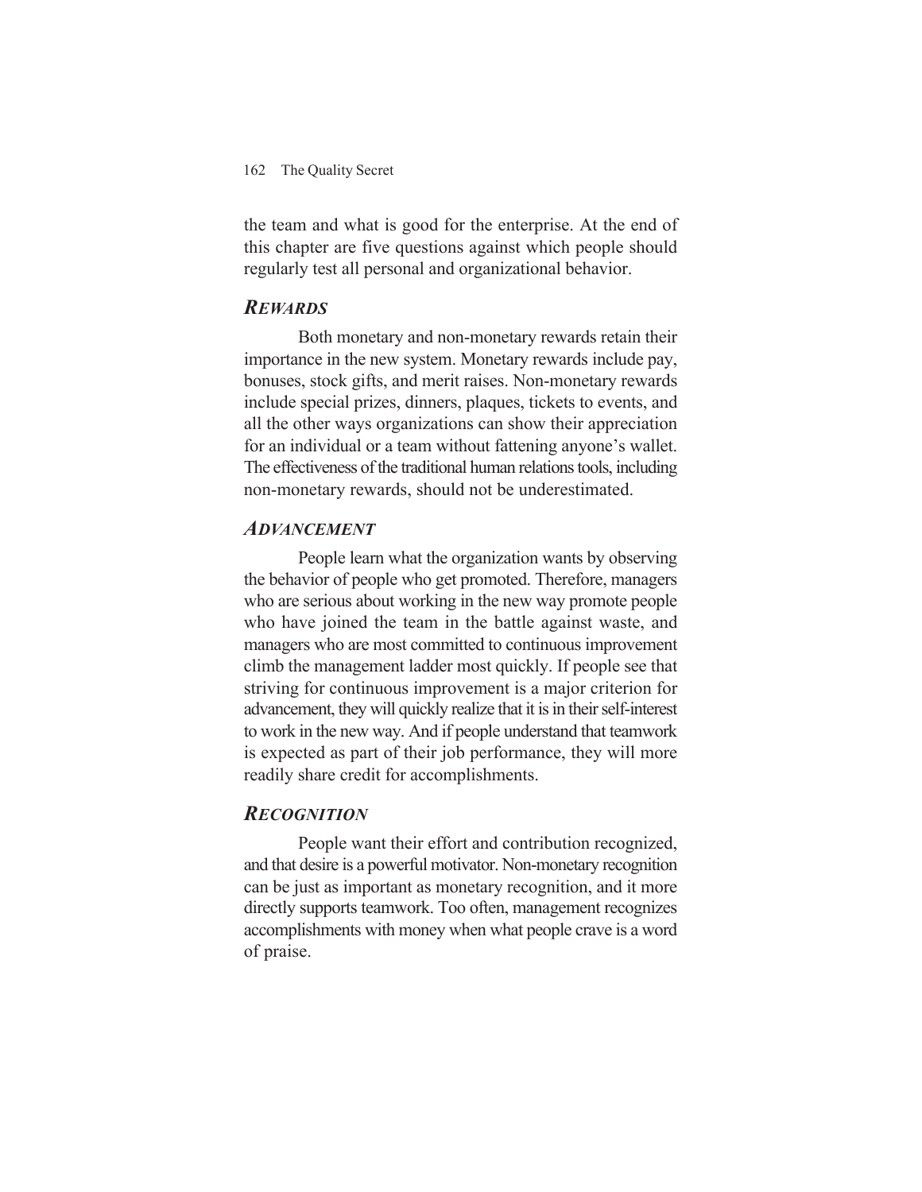the team and what is good for the enterprise. At the end of this chapter are five questions against which people should regularly test all personal and organizational behavior.

### *Rewards*

Both monetary and non-monetary rewards retain their importance in the new system. Monetary rewards include pay, bonuses, stock gifts, and merit raises. Non-monetary rewards include special prizes, dinners, plaques, tickets to events, and all the other ways organizations can show their appreciation for an individual or a team without fattening anyone's wallet. The effectiveness of the traditional human relations tools, including non-monetary rewards, should not be underestimated.

### *Advancement*

People learn what the organization wants by observing the behavior of people who get promoted. Therefore, managers who are serious about working in the new way promote people who have joined the team in the battle against waste, and managers who are most committed to continuous improvement climb the management ladder most quickly. If people see that striving for continuous improvement is a major criterion for advancement, they will quickly realize that it is in their self-interest to work in the new way. And if people understand that teamwork is expected as part of their job performance, they will more readily share credit for accomplishments.

### *Recognition*

People want their effort and contribution recognized, and that desire is a powerful motivator. Non-monetary recognition can be just as important as monetary recognition, and it more directly supports teamwork. Too often, management recognizes accomplishments with money when what people crave is a word of praise.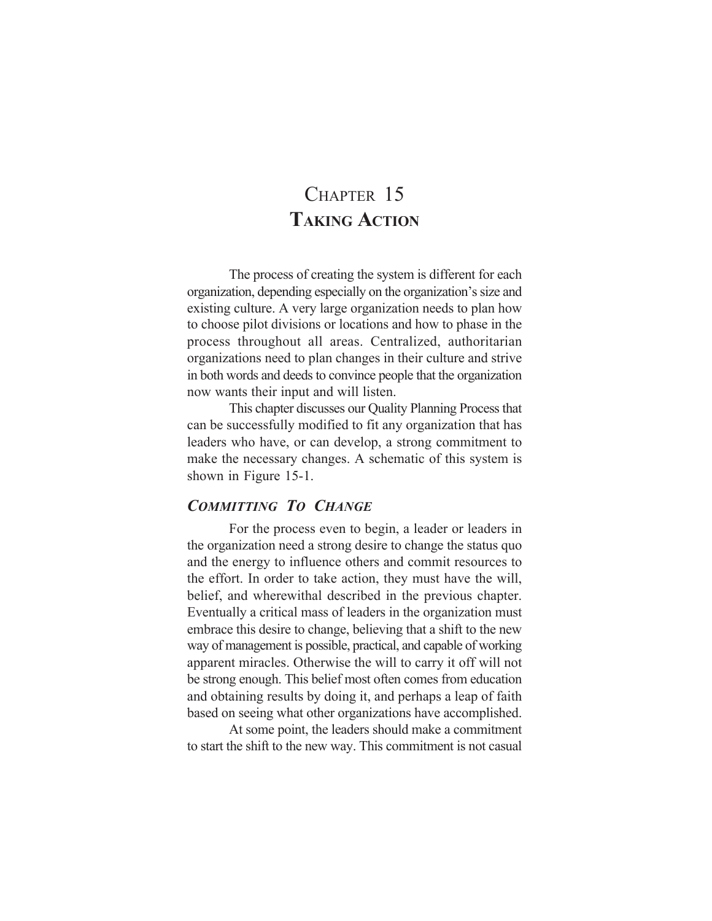# Chapter 15
## Taking Action

The process of creating the system is different for each organization, depending especially on the organization's size and existing culture. A very large organization needs to plan how to choose pilot divisions or locations and how to phase in the process throughout all areas. Centralized, authoritarian organizations need to plan changes in their culture and strive in both words and deeds to convince people that the organization now wants their input and will listen.

This chapter discusses our Quality Planning Process that can be successfully modified to fit any organization that has leaders who have, or can develop, a strong commitment to make the necessary changes. A schematic of this system is shown in Figure 15-1.

### *Committing To Change*

For the process even to begin, a leader or leaders in the organization need a strong desire to change the status quo and the energy to influence others and commit resources to the effort. In order to take action, they must have the will, belief, and wherewithal described in the previous chapter. Eventually a critical mass of leaders in the organization must embrace this desire to change, believing that a shift to the new way of management is possible, practical, and capable of working apparent miracles. Otherwise the will to carry it off will not be strong enough. This belief most often comes from education and obtaining results by doing it, and perhaps a leap of faith based on seeing what other organizations have accomplished.

At some point, the leaders should make a commitment to start the shift to the new way. This commitment is not casual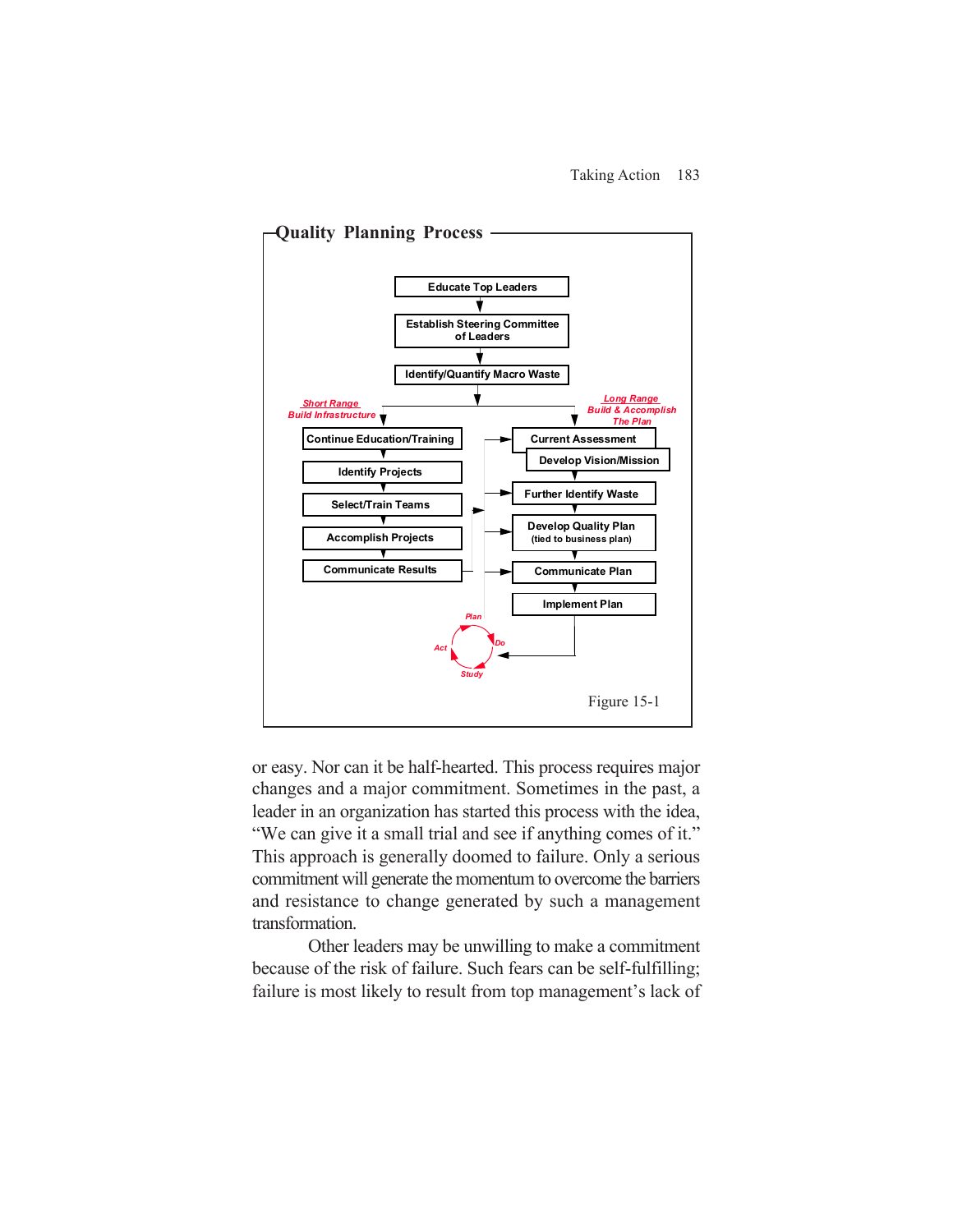**Quality Planning Process**

Educate Top Leaders

Establish Steering Committee of Leaders

Identify/Quantify Macro Waste

*Short Range*
*Build Infrastructure*

- Continue Education/Training
- Identify Projects
- Select/Train Teams
- Accomplish Projects
- Communicate Results

*Long Range*
*Build & Accomplish The Plan*

- Current Assessment
- Develop Vision/Mission
- Further Identify Waste
- Develop Quality Plan (tied to business plan)
- Communicate Plan
- Implement Plan

*Plan* — *Do* — *Study* — *Act*

Figure 15-1

or easy. Nor can it be half-hearted. This process requires major changes and a major commitment. Sometimes in the past, a leader in an organization has started this process with the idea, "We can give it a small trial and see if anything comes of it." This approach is generally doomed to failure. Only a serious commitment will generate the momentum to overcome the barriers and resistance to change generated by such a management transformation.

Other leaders may be unwilling to make a commitment because of the risk of failure. Such fears can be self-fulfilling; failure is most likely to result from top management's lack of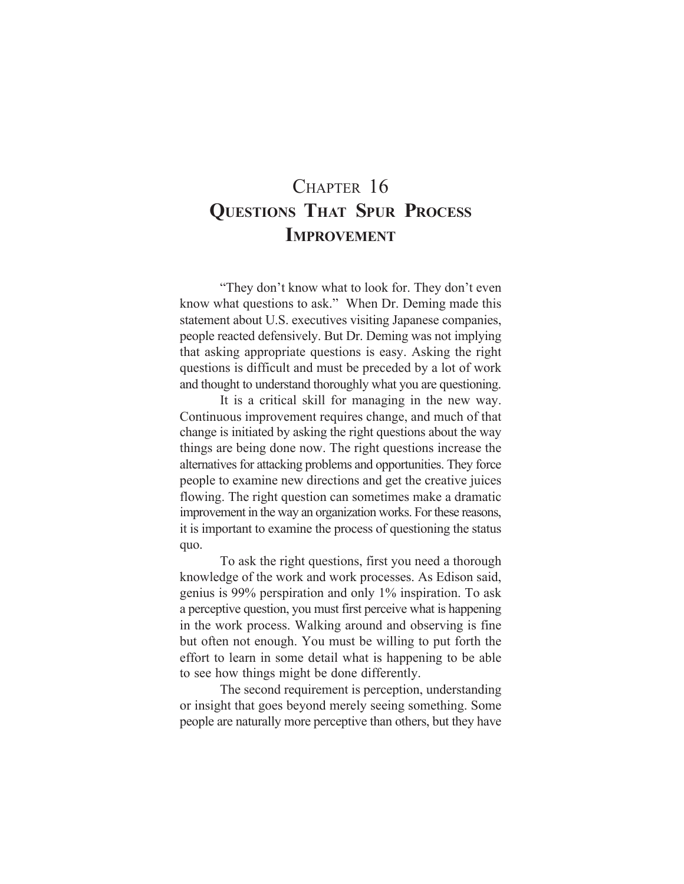# Chapter 16
# Questions That Spur Process Improvement

"They don't know what to look for. They don't even know what questions to ask." When Dr. Deming made this statement about U.S. executives visiting Japanese companies, people reacted defensively. But Dr. Deming was not implying that asking appropriate questions is easy. Asking the right questions is difficult and must be preceded by a lot of work and thought to understand thoroughly what you are questioning.

It is a critical skill for managing in the new way. Continuous improvement requires change, and much of that change is initiated by asking the right questions about the way things are being done now. The right questions increase the alternatives for attacking problems and opportunities. They force people to examine new directions and get the creative juices flowing. The right question can sometimes make a dramatic improvement in the way an organization works. For these reasons, it is important to examine the process of questioning the status quo.

To ask the right questions, first you need a thorough knowledge of the work and work processes. As Edison said, genius is 99% perspiration and only 1% inspiration. To ask a perceptive question, you must first perceive what is happening in the work process. Walking around and observing is fine but often not enough. You must be willing to put forth the effort to learn in some detail what is happening to be able to see how things might be done differently.

The second requirement is perception, understanding or insight that goes beyond merely seeing something. Some people are naturally more perceptive than others, but they have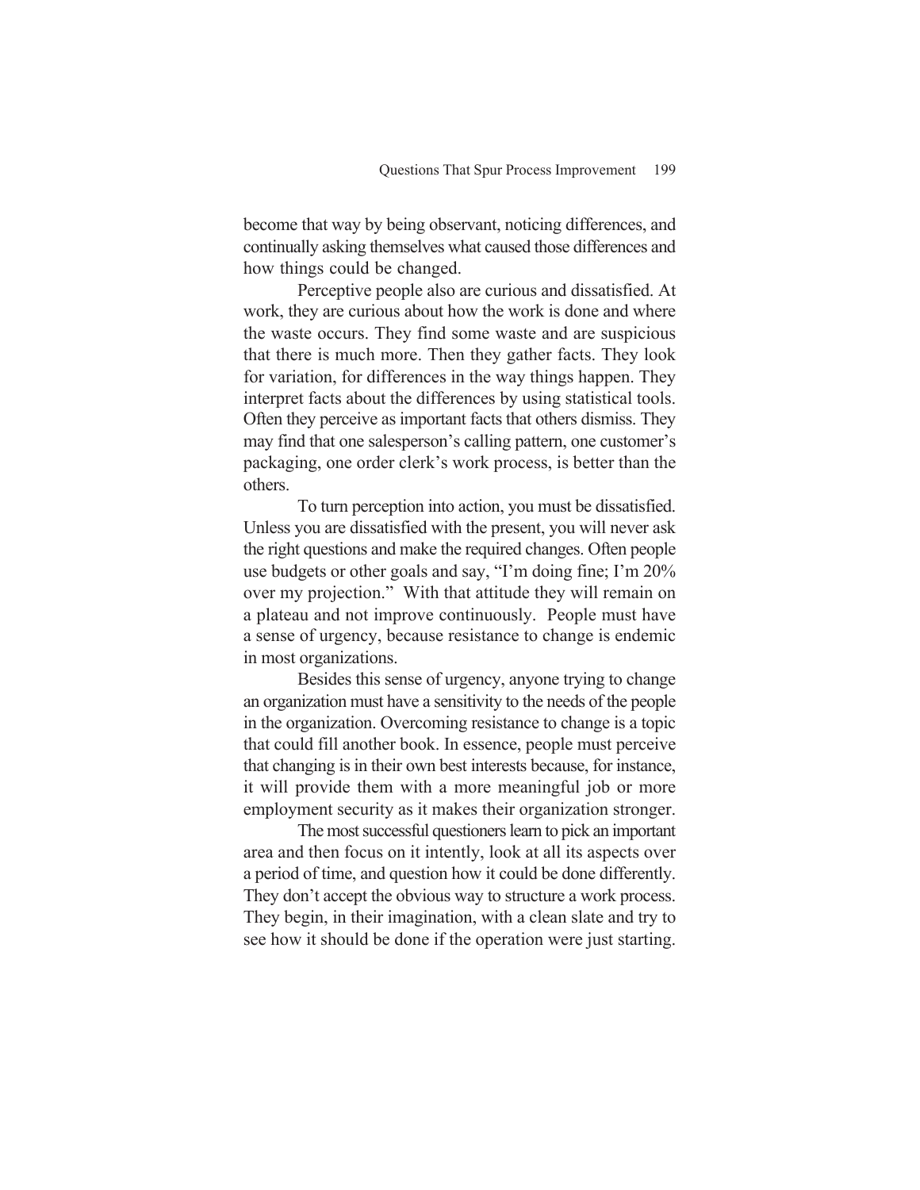become that way by being observant, noticing differences, and continually asking themselves what caused those differences and how things could be changed.

Perceptive people also are curious and dissatisfied. At work, they are curious about how the work is done and where the waste occurs. They find some waste and are suspicious that there is much more. Then they gather facts. They look for variation, for differences in the way things happen. They interpret facts about the differences by using statistical tools. Often they perceive as important facts that others dismiss. They may find that one salesperson's calling pattern, one customer's packaging, one order clerk's work process, is better than the others.

To turn perception into action, you must be dissatisfied. Unless you are dissatisfied with the present, you will never ask the right questions and make the required changes. Often people use budgets or other goals and say, "I'm doing fine; I'm 20% over my projection." With that attitude they will remain on a plateau and not improve continuously. People must have a sense of urgency, because resistance to change is endemic in most organizations.

Besides this sense of urgency, anyone trying to change an organization must have a sensitivity to the needs of the people in the organization. Overcoming resistance to change is a topic that could fill another book. In essence, people must perceive that changing is in their own best interests because, for instance, it will provide them with a more meaningful job or more employment security as it makes their organization stronger.

The most successful questioners learn to pick an important area and then focus on it intently, look at all its aspects over a period of time, and question how it could be done differently. They don't accept the obvious way to structure a work process. They begin, in their imagination, with a clean slate and try to see how it should be done if the operation were just starting.